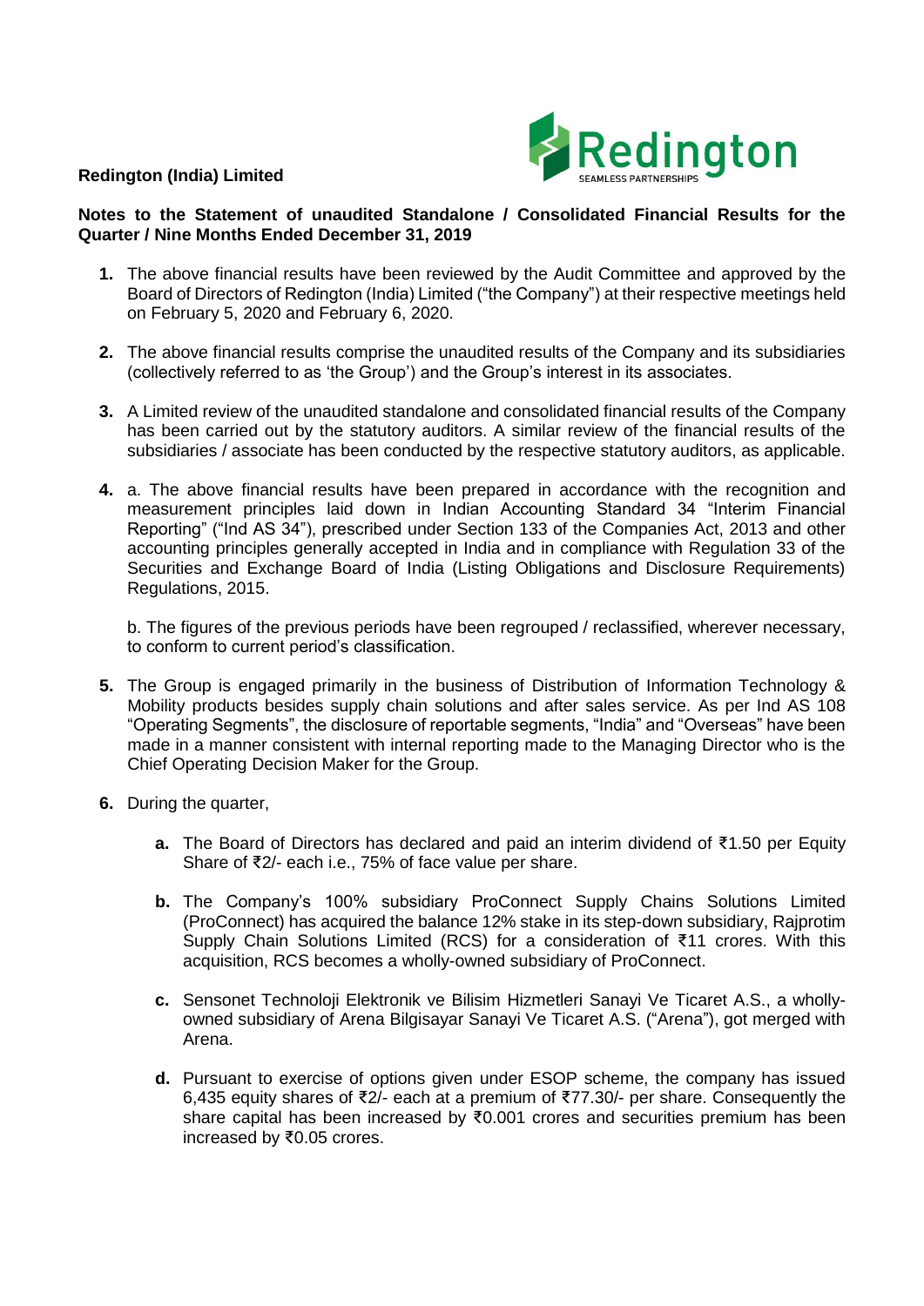**Redington (India) Limited**

**Notes to the Statement of unaudited Standalone / Consolidated Financial Results for the Quarter / Nine Months Ended December 31, 2019**

1. The above financial results have been reviewed by the Audit Committee and approved by the Board of Directors of Redington (India) Limited ("the Company") at their respective meetings held on February 5, 2020 and February 6, 2020.

2. The above financial results comprise the unaudited results of the Company and its subsidiaries (collectively referred to as 'the Group') and the Group's interest in its associates.

3. A Limited review of the unaudited standalone and consolidated financial results of the Company has been carried out by the statutory auditors. A similar review of the financial results of the subsidiaries / associate has been conducted by the respective statutory auditors, as applicable.

4. a. The above financial results have been prepared in accordance with the recognition and measurement principles laid down in Indian Accounting Standard 34 "Interim Financial Reporting" ("Ind AS 34"), prescribed under Section 133 of the Companies Act, 2013 and other accounting principles generally accepted in India and in compliance with Regulation 33 of the Securities and Exchange Board of India (Listing Obligations and Disclosure Requirements) Regulations, 2015.

   b. The figures of the previous periods have been regrouped / reclassified, wherever necessary, to conform to current period's classification.

5. The Group is engaged primarily in the business of Distribution of Information Technology & Mobility products besides supply chain solutions and after sales service. As per Ind AS 108 "Operating Segments", the disclosure of reportable segments, "India" and "Overseas" have been made in a manner consistent with internal reporting made to the Managing Director who is the Chief Operating Decision Maker for the Group.

6. During the quarter,

   **a.** The Board of Directors has declared and paid an interim dividend of ₹1.50 per Equity Share of ₹2/- each i.e., 75% of face value per share.

   **b.** The Company's 100% subsidiary ProConnect Supply Chains Solutions Limited (ProConnect) has acquired the balance 12% stake in its step-down subsidiary, Rajprotim Supply Chain Solutions Limited (RCS) for a consideration of ₹11 crores. With this acquisition, RCS becomes a wholly-owned subsidiary of ProConnect.

   **c.** Sensonet Technoloji Elektronik ve Bilisim Hizmetleri Sanayi Ve Ticaret A.S., a wholly-owned subsidiary of Arena Bilgisayar Sanayi Ve Ticaret A.S. ("Arena"), got merged with Arena.

   **d.** Pursuant to exercise of options given under ESOP scheme, the company has issued 6,435 equity shares of ₹2/- each at a premium of ₹77.30/- per share. Consequently the share capital has been increased by ₹0.001 crores and securities premium has been increased by ₹0.05 crores.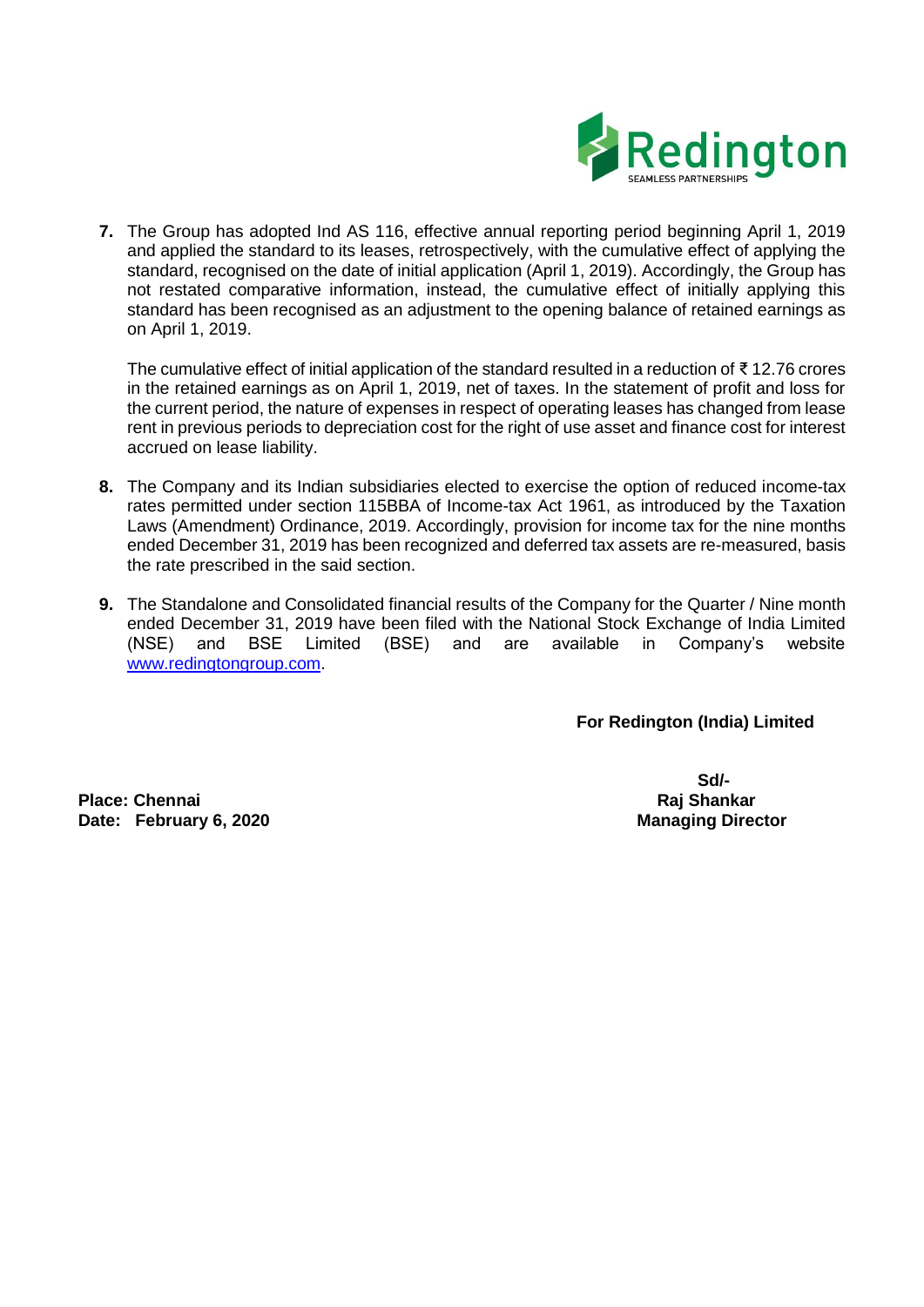7. The Group has adopted Ind AS 116, effective annual reporting period beginning April 1, 2019 and applied the standard to its leases, retrospectively, with the cumulative effect of applying the standard, recognised on the date of initial application (April 1, 2019). Accordingly, the Group has not restated comparative information, instead, the cumulative effect of initially applying this standard has been recognised as an adjustment to the opening balance of retained earnings as on April 1, 2019.

   The cumulative effect of initial application of the standard resulted in a reduction of ₹ 12.76 crores in the retained earnings as on April 1, 2019, net of taxes. In the statement of profit and loss for the current period, the nature of expenses in respect of operating leases has changed from lease rent in previous periods to depreciation cost for the right of use asset and finance cost for interest accrued on lease liability.

8. The Company and its Indian subsidiaries elected to exercise the option of reduced income-tax rates permitted under section 115BBA of Income-tax Act 1961, as introduced by the Taxation Laws (Amendment) Ordinance, 2019. Accordingly, provision for income tax for the nine months ended December 31, 2019 has been recognized and deferred tax assets are re-measured, basis the rate prescribed in the said section.

9. The Standalone and Consolidated financial results of the Company for the Quarter / Nine month ended December 31, 2019 have been filed with the National Stock Exchange of India Limited (NSE) and BSE Limited (BSE) and are available in Company's website www.redingtongroup.com.

**For Redington (India) Limited**

**Sd/-**
**Raj Shankar**
**Managing Director**

**Place: Chennai**
**Date: February 6, 2020**